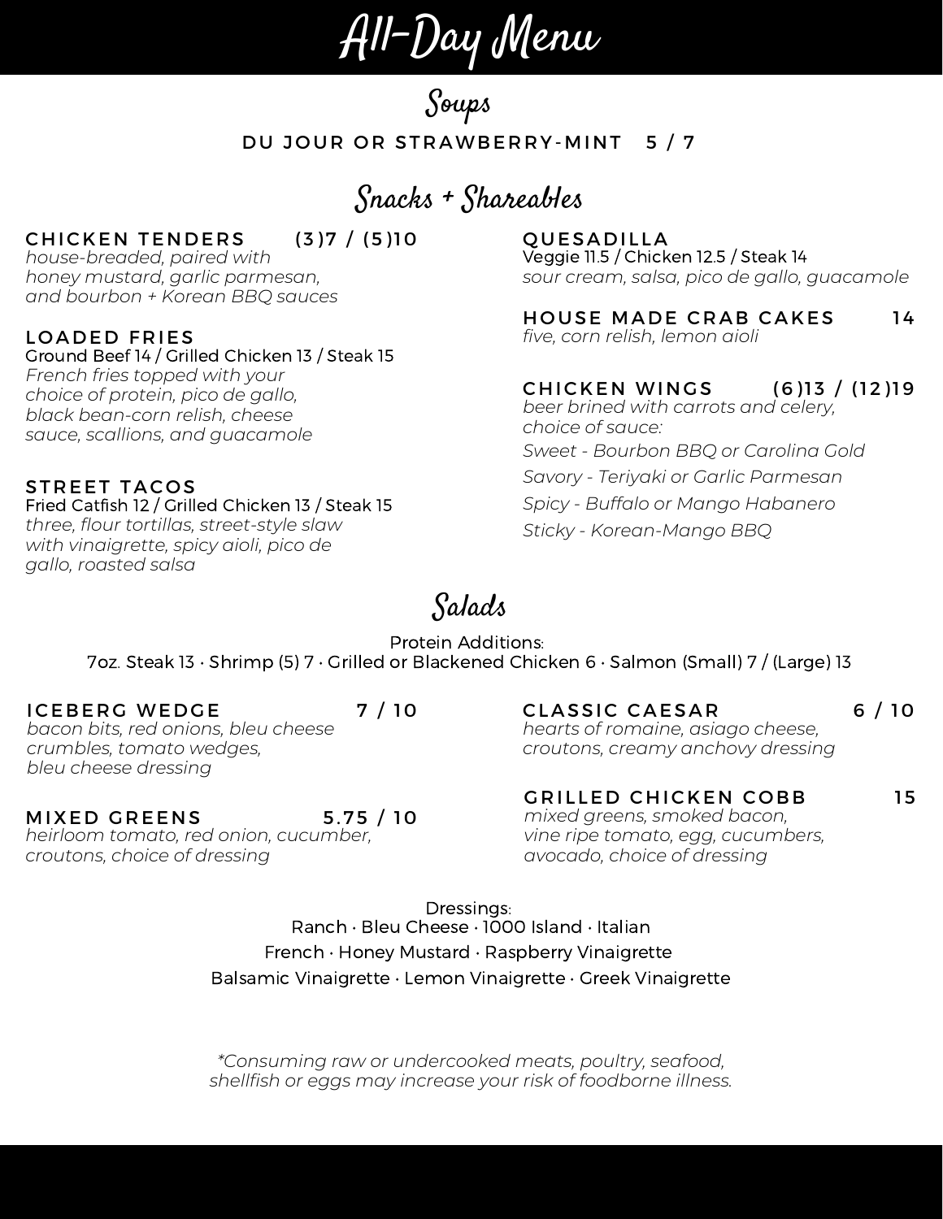# All-Day Menu

## Soups

DU JOUR OR STRAWBERRY-MINT 5 / 7

## Snacks + Shareables

### CHICKEN TENDERS (3)7 / (5)10

*house-breaded, paired with honey mustard, garlic parmesan, and bourbon + Korean BBQ sauces*

### LOADED FRIES

Ground Beef 14 / Grilled Chicken 13 / Steak 15

*French fries topped with your choice of protein, pico de gallo, black bean-corn relish, cheese sauce, scallions, and guacamole*

### STREET TACOS

Fried Catfish 12 / Grilled Chicken 13 / Steak 15

*three, flour tortillas, street-style slaw with vinaigrette, spicy aioli, pico de gallo, roasted salsa*

### QUESADILLA

Veggie 11.5 / Chicken 12.5 / Steak 14

*sour cream, salsa, pico de gallo, guacamole*

### HOUSE MADE CRAB CAKES 14

*five, corn relish, lemon aioli*

### CHICKEN WINGS (6)13 / (12)19

*beer brined with carrots and celery, choice of sauce:*

*Sweet - Bourbon BBQ or Carolina Gold*

*Savory - Teriyaki or Garlic Parmesan*

*Spicy - Buffalo or Mango Habanero*

*Sticky - Korean-Mango BBQ*

## Salads

Protein Additions:
7oz. Steak 13 · Shrimp (5) 7 · Grilled or Blackened Chicken 6 · Salmon (Small) 7 / (Large) 13

### ICEBERG WEDGE 7 / 10

*bacon bits, red onions, bleu cheese crumbles, tomato wedges, bleu cheese dressing*

### MIXED GREENS 5.75 / 10

*heirloom tomato, red onion, cucumber, croutons, choice of dressing*

### CLASSIC CAESAR 6 / 10

*hearts of romaine, asiago cheese, croutons, creamy anchovy dressing*

### GRILLED CHICKEN COBB 15

*mixed greens, smoked bacon, vine ripe tomato, egg, cucumbers, avocado, choice of dressing*

Dressings:
Ranch · Bleu Cheese · 1000 Island · Italian
French · Honey Mustard · Raspberry Vinaigrette
Balsamic Vinaigrette · Lemon Vinaigrette · Greek Vinaigrette

*\*Consuming raw or undercooked meats, poultry, seafood, shellfish or eggs may increase your risk of foodborne illness.*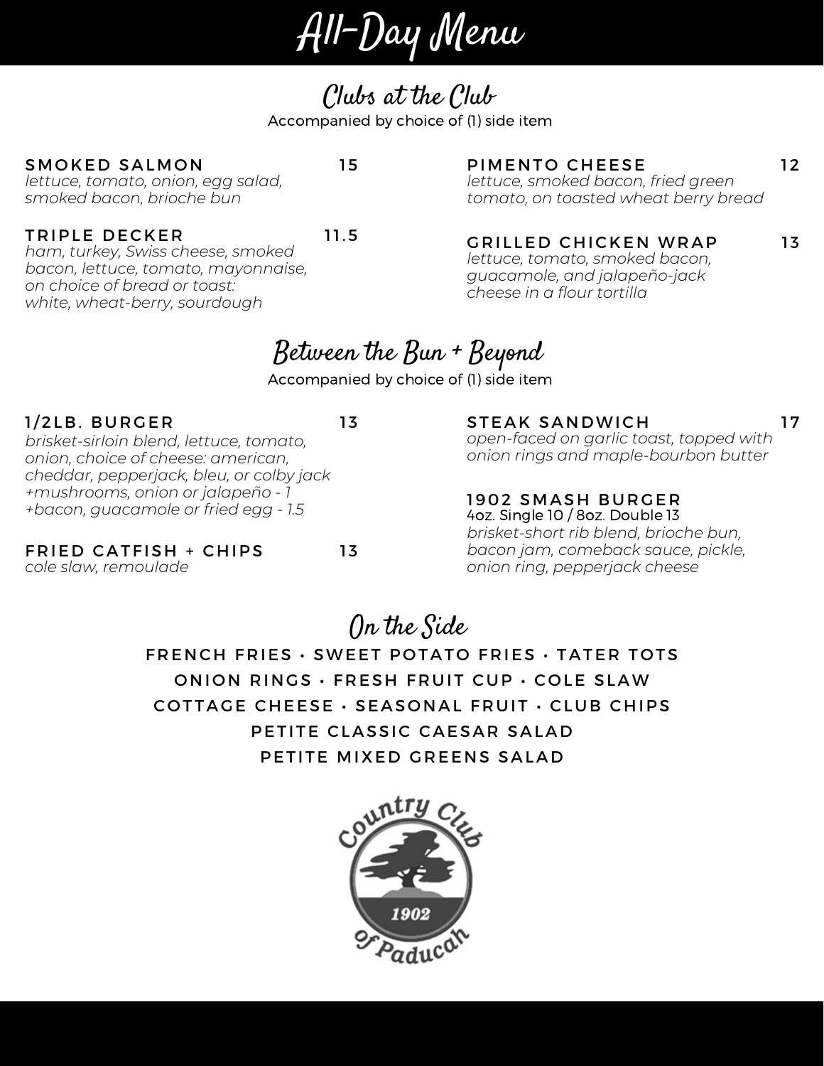# All-Day Menu

## Clubs at the Club

Accompanied by choice of (1) side item

**SMOKED SALMON** 15
*lettuce, tomato, onion, egg salad, smoked bacon, brioche bun*

**TRIPLE DECKER** 11.5
*ham, turkey, Swiss cheese, smoked bacon, lettuce, tomato, mayonnaise, on choice of bread or toast: white, wheat-berry, sourdough*

**PIMENTO CHEESE** 12
*lettuce, smoked bacon, fried green tomato, on toasted wheat berry bread*

**GRILLED CHICKEN WRAP** 13
*lettuce, tomato, smoked bacon, guacamole, and jalapeño-jack cheese in a flour tortilla*

## Between the Bun + Beyond

Accompanied by choice of (1) side item

**1/2LB. BURGER** 13
*brisket-sirloin blend, lettuce, tomato, onion, choice of cheese: american, cheddar, pepperjack, bleu, or colby jack*
*+mushrooms, onion or jalapeño - 1*
*+bacon, guacamole or fried egg - 1.5*

**FRIED CATFISH + CHIPS** 13
*cole slaw, remoulade*

**STEAK SANDWICH** 17
*open-faced on garlic toast, topped with onion rings and maple-bourbon butter*

**1902 SMASH BURGER**
4oz. Single 10 / 8oz. Double 13
*brisket-short rib blend, brioche bun, bacon jam, comeback sauce, pickle, onion ring, pepperjack cheese*

## On the Side

FRENCH FRIES • SWEET POTATO FRIES • TATER TOTS
ONION RINGS • FRESH FRUIT CUP • COLE SLAW
COTTAGE CHEESE • SEASONAL FRUIT • CLUB CHIPS
PETITE CLASSIC CAESAR SALAD
PETITE MIXED GREENS SALAD

Country Club of Paducah 1902